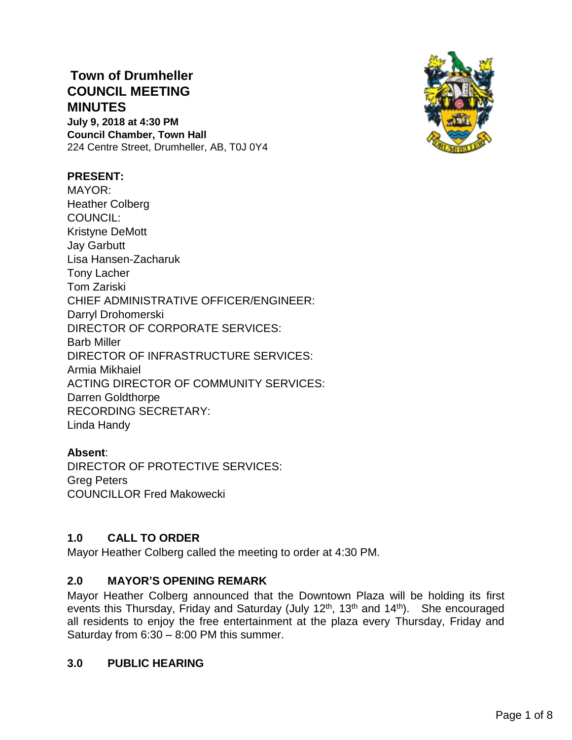# Town of Drumheller
# COUNCIL MEETING MINUTES

**July 9, 2018 at 4:30 PM**
**Council Chamber, Town Hall**
224 Centre Street, Drumheller, AB, T0J 0Y4

**PRESENT:**
MAYOR:
Heather Colberg
COUNCIL:
Kristyne DeMott
Jay Garbutt
Lisa Hansen-Zacharuk
Tony Lacher
Tom Zariski
CHIEF ADMINISTRATIVE OFFICER/ENGINEER:
Darryl Drohomerski
DIRECTOR OF CORPORATE SERVICES:
Barb Miller
DIRECTOR OF INFRASTRUCTURE SERVICES:
Armia Mikhaiel
ACTING DIRECTOR OF COMMUNITY SERVICES:
Darren Goldthorpe
RECORDING SECRETARY:
Linda Handy

**Absent**:
DIRECTOR OF PROTECTIVE SERVICES:
Greg Peters
COUNCILLOR Fred Makowecki

## 1.0 CALL TO ORDER

Mayor Heather Colberg called the meeting to order at 4:30 PM.

## 2.0 MAYOR'S OPENING REMARK

Mayor Heather Colberg announced that the Downtown Plaza will be holding its first events this Thursday, Friday and Saturday (July 12th, 13th and 14th). She encouraged all residents to enjoy the free entertainment at the plaza every Thursday, Friday and Saturday from 6:30 – 8:00 PM this summer.

## 3.0 PUBLIC HEARING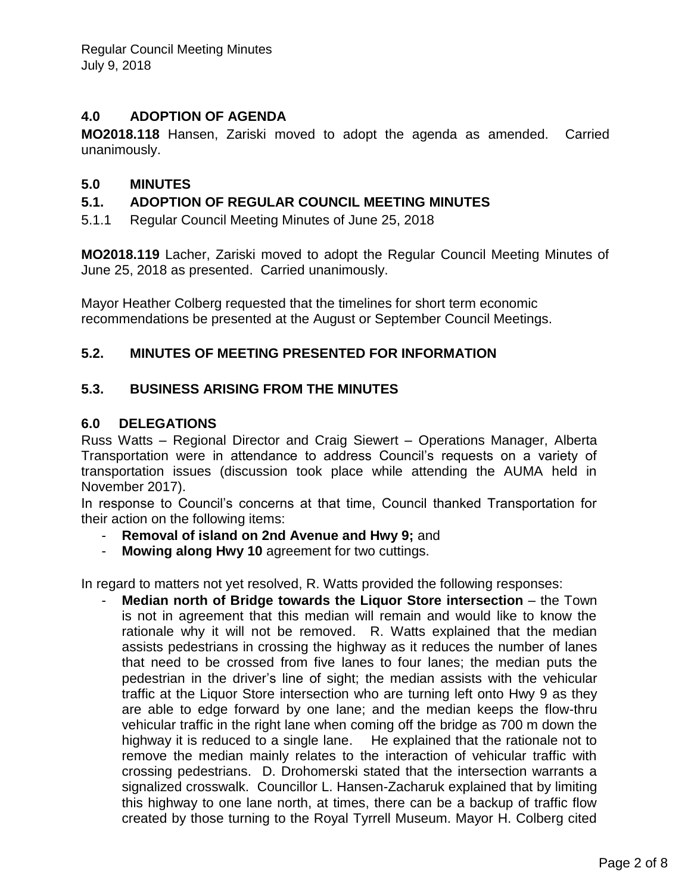## 4.0 ADOPTION OF AGENDA

**MO2018.118** Hansen, Zariski moved to adopt the agenda as amended. Carried unanimously.

## 5.0 MINUTES

### 5.1. ADOPTION OF REGULAR COUNCIL MEETING MINUTES

5.1.1 Regular Council Meeting Minutes of June 25, 2018

**MO2018.119** Lacher, Zariski moved to adopt the Regular Council Meeting Minutes of June 25, 2018 as presented. Carried unanimously.

Mayor Heather Colberg requested that the timelines for short term economic recommendations be presented at the August or September Council Meetings.

### 5.2. MINUTES OF MEETING PRESENTED FOR INFORMATION

### 5.3. BUSINESS ARISING FROM THE MINUTES

## 6.0 DELEGATIONS

Russ Watts – Regional Director and Craig Siewert – Operations Manager, Alberta Transportation were in attendance to address Council's requests on a variety of transportation issues (discussion took place while attending the AUMA held in November 2017).

In response to Council's concerns at that time, Council thanked Transportation for their action on the following items:

- **Removal of island on 2nd Avenue and Hwy 9;** and
- **Mowing along Hwy 10** agreement for two cuttings.

In regard to matters not yet resolved, R. Watts provided the following responses:

- **Median north of Bridge towards the Liquor Store intersection** – the Town is not in agreement that this median will remain and would like to know the rationale why it will not be removed. R. Watts explained that the median assists pedestrians in crossing the highway as it reduces the number of lanes that need to be crossed from five lanes to four lanes; the median puts the pedestrian in the driver's line of sight; the median assists with the vehicular traffic at the Liquor Store intersection who are turning left onto Hwy 9 as they are able to edge forward by one lane; and the median keeps the flow-thru vehicular traffic in the right lane when coming off the bridge as 700 m down the highway it is reduced to a single lane. He explained that the rationale not to remove the median mainly relates to the interaction of vehicular traffic with crossing pedestrians. D. Drohomerski stated that the intersection warrants a signalized crosswalk. Councillor L. Hansen-Zacharuk explained that by limiting this highway to one lane north, at times, there can be a backup of traffic flow created by those turning to the Royal Tyrrell Museum. Mayor H. Colberg cited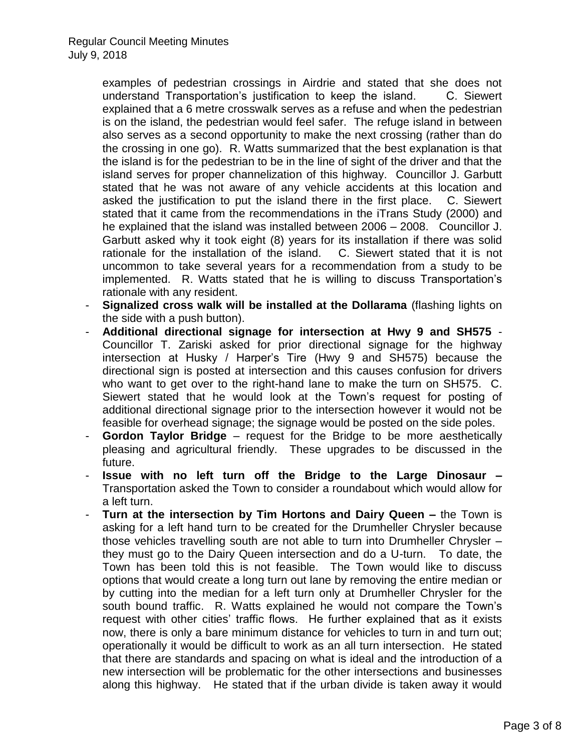examples of pedestrian crossings in Airdrie and stated that she does not understand Transportation's justification to keep the island. C. Siewert explained that a 6 metre crosswalk serves as a refuse and when the pedestrian is on the island, the pedestrian would feel safer. The refuge island in between also serves as a second opportunity to make the next crossing (rather than do the crossing in one go). R. Watts summarized that the best explanation is that the island is for the pedestrian to be in the line of sight of the driver and that the island serves for proper channelization of this highway. Councillor J. Garbutt stated that he was not aware of any vehicle accidents at this location and asked the justification to put the island there in the first place. C. Siewert stated that it came from the recommendations in the iTrans Study (2000) and he explained that the island was installed between 2006 – 2008. Councillor J. Garbutt asked why it took eight (8) years for its installation if there was solid rationale for the installation of the island. C. Siewert stated that it is not uncommon to take several years for a recommendation from a study to be implemented. R. Watts stated that he is willing to discuss Transportation's rationale with any resident.

- **Signalized cross walk will be installed at the Dollarama** (flashing lights on the side with a push button).
- **Additional directional signage for intersection at Hwy 9 and SH575** - Councillor T. Zariski asked for prior directional signage for the highway intersection at Husky / Harper's Tire (Hwy 9 and SH575) because the directional sign is posted at intersection and this causes confusion for drivers who want to get over to the right-hand lane to make the turn on SH575. C. Siewert stated that he would look at the Town's request for posting of additional directional signage prior to the intersection however it would not be feasible for overhead signage; the signage would be posted on the side poles.
- **Gordon Taylor Bridge** – request for the Bridge to be more aesthetically pleasing and agricultural friendly. These upgrades to be discussed in the future.
- **Issue with no left turn off the Bridge to the Large Dinosaur –** Transportation asked the Town to consider a roundabout which would allow for a left turn.
- **Turn at the intersection by Tim Hortons and Dairy Queen –** the Town is asking for a left hand turn to be created for the Drumheller Chrysler because those vehicles travelling south are not able to turn into Drumheller Chrysler – they must go to the Dairy Queen intersection and do a U-turn. To date, the Town has been told this is not feasible. The Town would like to discuss options that would create a long turn out lane by removing the entire median or by cutting into the median for a left turn only at Drumheller Chrysler for the south bound traffic. R. Watts explained he would not compare the Town's request with other cities' traffic flows. He further explained that as it exists now, there is only a bare minimum distance for vehicles to turn in and turn out; operationally it would be difficult to work as an all turn intersection. He stated that there are standards and spacing on what is ideal and the introduction of a new intersection will be problematic for the other intersections and businesses along this highway. He stated that if the urban divide is taken away it would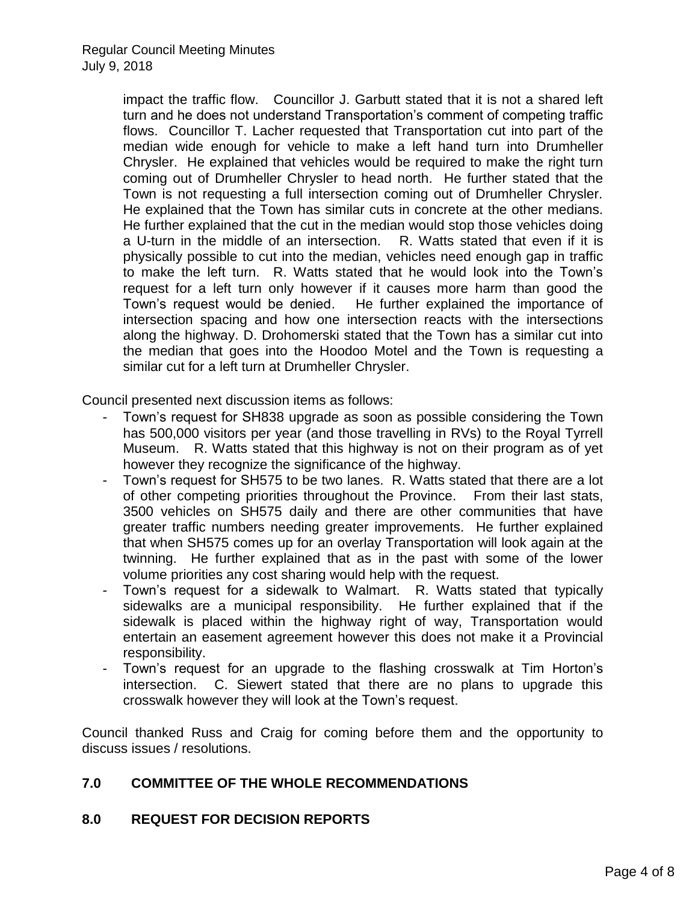impact the traffic flow. Councillor J. Garbutt stated that it is not a shared left turn and he does not understand Transportation's comment of competing traffic flows. Councillor T. Lacher requested that Transportation cut into part of the median wide enough for vehicle to make a left hand turn into Drumheller Chrysler. He explained that vehicles would be required to make the right turn coming out of Drumheller Chrysler to head north. He further stated that the Town is not requesting a full intersection coming out of Drumheller Chrysler. He explained that the Town has similar cuts in concrete at the other medians. He further explained that the cut in the median would stop those vehicles doing a U-turn in the middle of an intersection. R. Watts stated that even if it is physically possible to cut into the median, vehicles need enough gap in traffic to make the left turn. R. Watts stated that he would look into the Town's request for a left turn only however if it causes more harm than good the Town's request would be denied. He further explained the importance of intersection spacing and how one intersection reacts with the intersections along the highway. D. Drohomerski stated that the Town has a similar cut into the median that goes into the Hoodoo Motel and the Town is requesting a similar cut for a left turn at Drumheller Chrysler.

Council presented next discussion items as follows:

- Town's request for SH838 upgrade as soon as possible considering the Town has 500,000 visitors per year (and those travelling in RVs) to the Royal Tyrrell Museum. R. Watts stated that this highway is not on their program as of yet however they recognize the significance of the highway.
- Town's request for SH575 to be two lanes. R. Watts stated that there are a lot of other competing priorities throughout the Province. From their last stats, 3500 vehicles on SH575 daily and there are other communities that have greater traffic numbers needing greater improvements. He further explained that when SH575 comes up for an overlay Transportation will look again at the twinning. He further explained that as in the past with some of the lower volume priorities any cost sharing would help with the request.
- Town's request for a sidewalk to Walmart. R. Watts stated that typically sidewalks are a municipal responsibility. He further explained that if the sidewalk is placed within the highway right of way, Transportation would entertain an easement agreement however this does not make it a Provincial responsibility.
- Town's request for an upgrade to the flashing crosswalk at Tim Horton's intersection. C. Siewert stated that there are no plans to upgrade this crosswalk however they will look at the Town's request.

Council thanked Russ and Craig for coming before them and the opportunity to discuss issues / resolutions.

## 7.0 COMMITTEE OF THE WHOLE RECOMMENDATIONS

## 8.0 REQUEST FOR DECISION REPORTS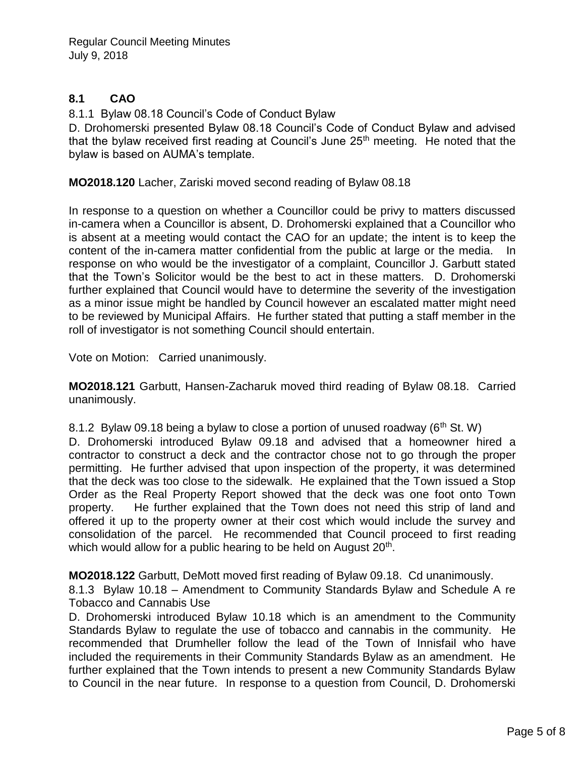## 8.1 CAO

8.1.1 Bylaw 08.18 Council's Code of Conduct Bylaw

D. Drohomerski presented Bylaw 08.18 Council's Code of Conduct Bylaw and advised that the bylaw received first reading at Council's June 25th meeting. He noted that the bylaw is based on AUMA's template.

**MO2018.120** Lacher, Zariski moved second reading of Bylaw 08.18

In response to a question on whether a Councillor could be privy to matters discussed in-camera when a Councillor is absent, D. Drohomerski explained that a Councillor who is absent at a meeting would contact the CAO for an update; the intent is to keep the content of the in-camera matter confidential from the public at large or the media. In response on who would be the investigator of a complaint, Councillor J. Garbutt stated that the Town's Solicitor would be the best to act in these matters. D. Drohomerski further explained that Council would have to determine the severity of the investigation as a minor issue might be handled by Council however an escalated matter might need to be reviewed by Municipal Affairs. He further stated that putting a staff member in the roll of investigator is not something Council should entertain.

Vote on Motion: Carried unanimously.

**MO2018.121** Garbutt, Hansen-Zacharuk moved third reading of Bylaw 08.18. Carried unanimously.

8.1.2 Bylaw 09.18 being a bylaw to close a portion of unused roadway (6th St. W)

D. Drohomerski introduced Bylaw 09.18 and advised that a homeowner hired a contractor to construct a deck and the contractor chose not to go through the proper permitting. He further advised that upon inspection of the property, it was determined that the deck was too close to the sidewalk. He explained that the Town issued a Stop Order as the Real Property Report showed that the deck was one foot onto Town property. He further explained that the Town does not need this strip of land and offered it up to the property owner at their cost which would include the survey and consolidation of the parcel. He recommended that Council proceed to first reading which would allow for a public hearing to be held on August 20th.

**MO2018.122** Garbutt, DeMott moved first reading of Bylaw 09.18. Cd unanimously.

8.1.3 Bylaw 10.18 – Amendment to Community Standards Bylaw and Schedule A re Tobacco and Cannabis Use

D. Drohomerski introduced Bylaw 10.18 which is an amendment to the Community Standards Bylaw to regulate the use of tobacco and cannabis in the community. He recommended that Drumheller follow the lead of the Town of Innisfail who have included the requirements in their Community Standards Bylaw as an amendment. He further explained that the Town intends to present a new Community Standards Bylaw to Council in the near future. In response to a question from Council, D. Drohomerski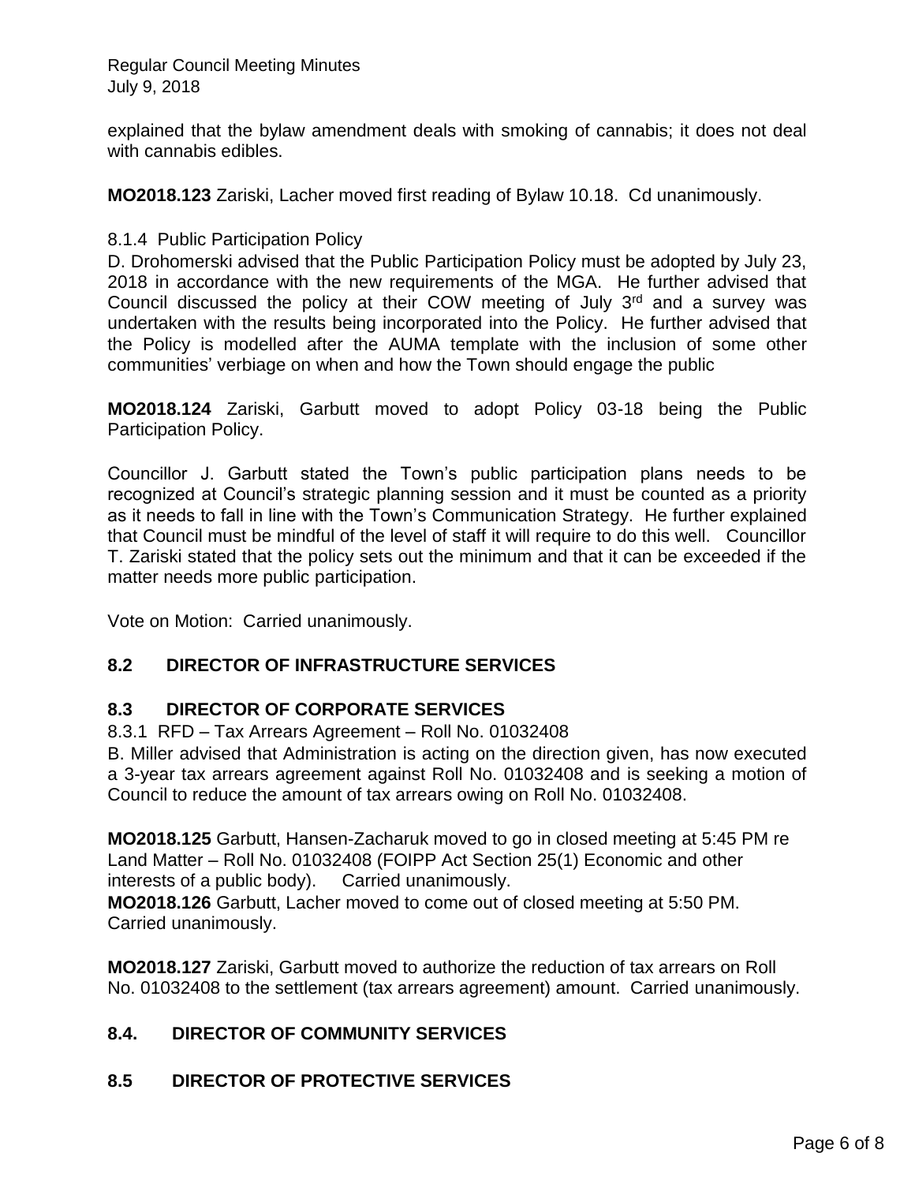explained that the bylaw amendment deals with smoking of cannabis; it does not deal with cannabis edibles.

**MO2018.123** Zariski, Lacher moved first reading of Bylaw 10.18. Cd unanimously.

8.1.4 Public Participation Policy

D. Drohomerski advised that the Public Participation Policy must be adopted by July 23, 2018 in accordance with the new requirements of the MGA. He further advised that Council discussed the policy at their COW meeting of July 3rd and a survey was undertaken with the results being incorporated into the Policy. He further advised that the Policy is modelled after the AUMA template with the inclusion of some other communities' verbiage on when and how the Town should engage the public

**MO2018.124** Zariski, Garbutt moved to adopt Policy 03-18 being the Public Participation Policy.

Councillor J. Garbutt stated the Town's public participation plans needs to be recognized at Council's strategic planning session and it must be counted as a priority as it needs to fall in line with the Town's Communication Strategy. He further explained that Council must be mindful of the level of staff it will require to do this well. Councillor T. Zariski stated that the policy sets out the minimum and that it can be exceeded if the matter needs more public participation.

Vote on Motion: Carried unanimously.

## 8.2 DIRECTOR OF INFRASTRUCTURE SERVICES

## 8.3 DIRECTOR OF CORPORATE SERVICES

8.3.1 RFD – Tax Arrears Agreement – Roll No. 01032408

B. Miller advised that Administration is acting on the direction given, has now executed a 3-year tax arrears agreement against Roll No. 01032408 and is seeking a motion of Council to reduce the amount of tax arrears owing on Roll No. 01032408.

**MO2018.125** Garbutt, Hansen-Zacharuk moved to go in closed meeting at 5:45 PM re Land Matter – Roll No. 01032408 (FOIPP Act Section 25(1) Economic and other interests of a public body). Carried unanimously.
**MO2018.126** Garbutt, Lacher moved to come out of closed meeting at 5:50 PM. Carried unanimously.

**MO2018.127** Zariski, Garbutt moved to authorize the reduction of tax arrears on Roll No. 01032408 to the settlement (tax arrears agreement) amount. Carried unanimously.

## 8.4. DIRECTOR OF COMMUNITY SERVICES

## 8.5 DIRECTOR OF PROTECTIVE SERVICES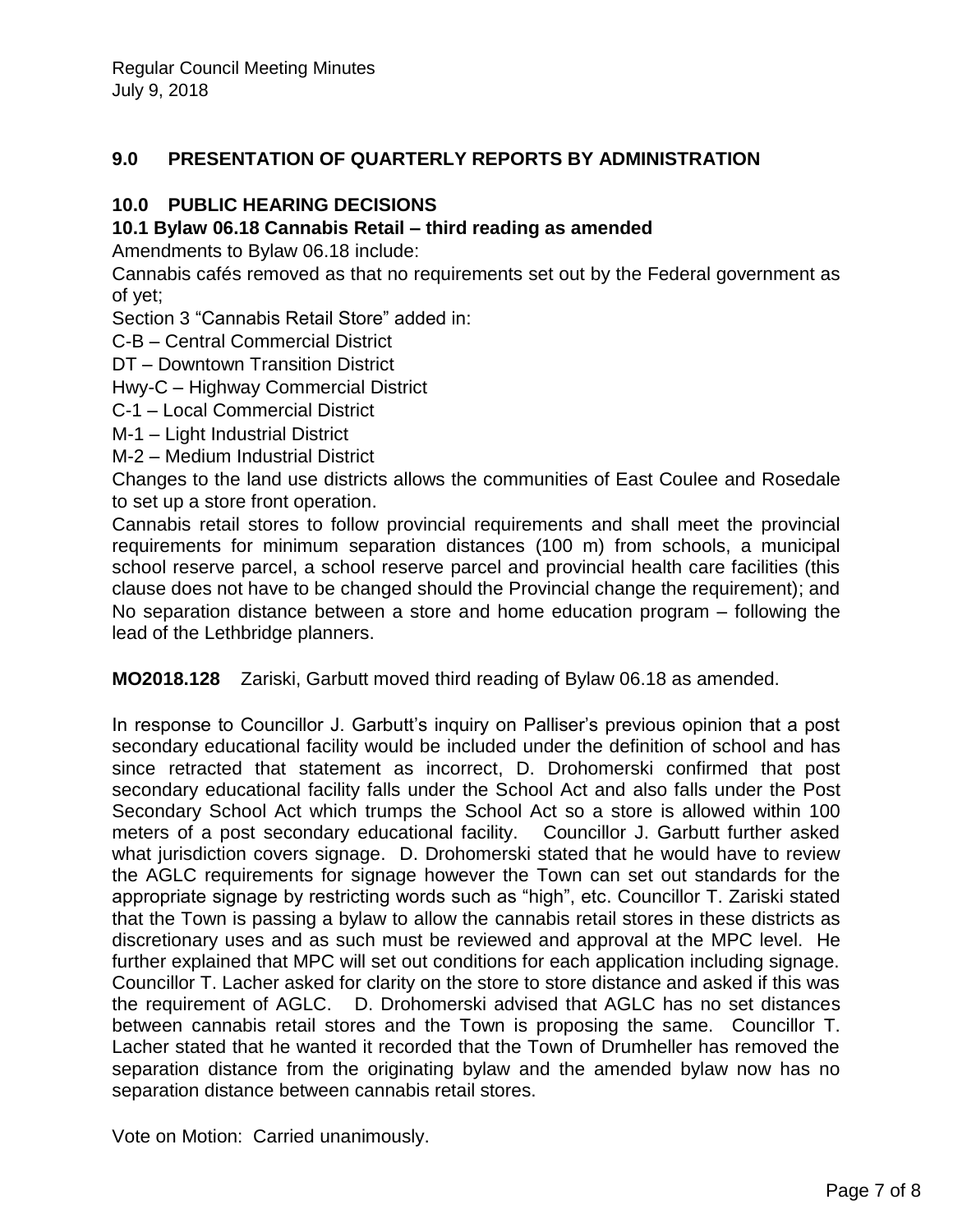## 9.0 PRESENTATION OF QUARTERLY REPORTS BY ADMINISTRATION

## 10.0 PUBLIC HEARING DECISIONS

### 10.1 Bylaw 06.18 Cannabis Retail – third reading as amended

Amendments to Bylaw 06.18 include:

Cannabis cafés removed as that no requirements set out by the Federal government as of yet;

Section 3 "Cannabis Retail Store" added in:

C-B – Central Commercial District

DT – Downtown Transition District

Hwy-C – Highway Commercial District

C-1 – Local Commercial District

M-1 – Light Industrial District

M-2 – Medium Industrial District

Changes to the land use districts allows the communities of East Coulee and Rosedale to set up a store front operation.

Cannabis retail stores to follow provincial requirements and shall meet the provincial requirements for minimum separation distances (100 m) from schools, a municipal school reserve parcel, a school reserve parcel and provincial health care facilities (this clause does not have to be changed should the Provincial change the requirement); and

No separation distance between a store and home education program – following the lead of the Lethbridge planners.

**MO2018.128** Zariski, Garbutt moved third reading of Bylaw 06.18 as amended.

In response to Councillor J. Garbutt's inquiry on Palliser's previous opinion that a post secondary educational facility would be included under the definition of school and has since retracted that statement as incorrect, D. Drohomerski confirmed that post secondary educational facility falls under the School Act and also falls under the Post Secondary School Act which trumps the School Act so a store is allowed within 100 meters of a post secondary educational facility. Councillor J. Garbutt further asked what jurisdiction covers signage. D. Drohomerski stated that he would have to review the AGLC requirements for signage however the Town can set out standards for the appropriate signage by restricting words such as "high", etc. Councillor T. Zariski stated that the Town is passing a bylaw to allow the cannabis retail stores in these districts as discretionary uses and as such must be reviewed and approval at the MPC level. He further explained that MPC will set out conditions for each application including signage. Councillor T. Lacher asked for clarity on the store to store distance and asked if this was the requirement of AGLC. D. Drohomerski advised that AGLC has no set distances between cannabis retail stores and the Town is proposing the same. Councillor T. Lacher stated that he wanted it recorded that the Town of Drumheller has removed the separation distance from the originating bylaw and the amended bylaw now has no separation distance between cannabis retail stores.

Vote on Motion: Carried unanimously.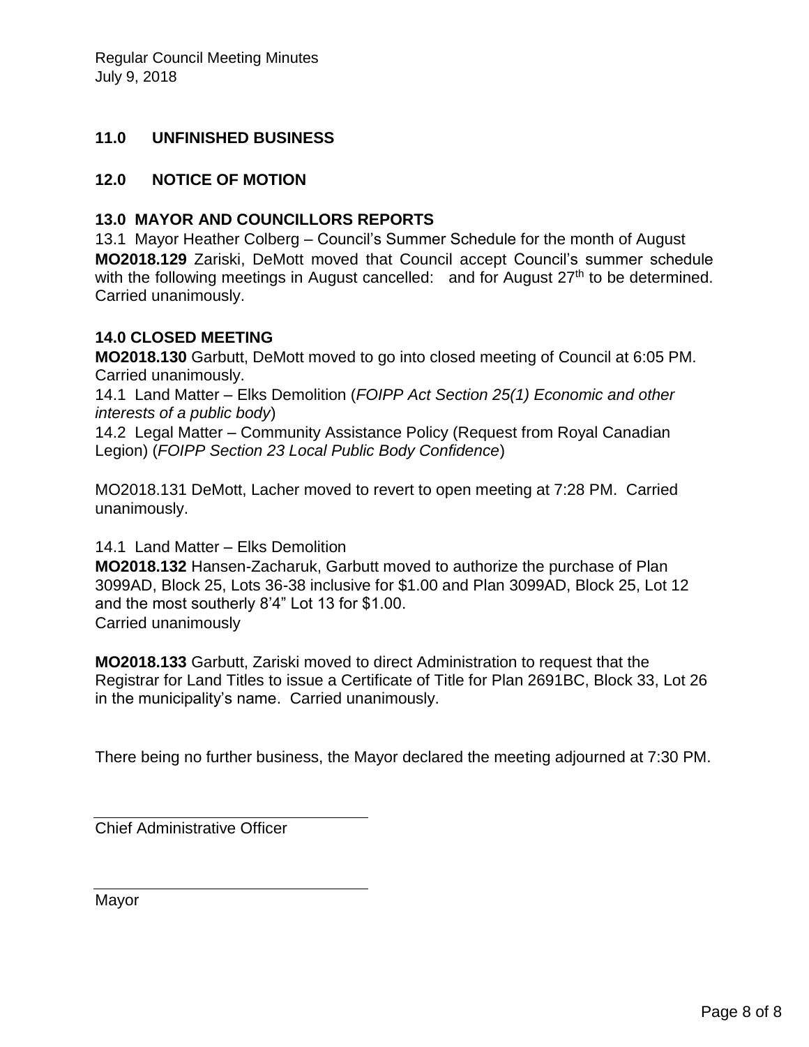## 11.0 UNFINISHED BUSINESS

## 12.0 NOTICE OF MOTION

## 13.0 MAYOR AND COUNCILLORS REPORTS

13.1 Mayor Heather Colberg – Council's Summer Schedule for the month of August

**MO2018.129** Zariski, DeMott moved that Council accept Council's summer schedule with the following meetings in August cancelled: and for August 27th to be determined. Carried unanimously.

## 14.0 CLOSED MEETING

**MO2018.130** Garbutt, DeMott moved to go into closed meeting of Council at 6:05 PM. Carried unanimously.

14.1 Land Matter – Elks Demolition (*FOIPP Act Section 25(1) Economic and other interests of a public body*)

14.2 Legal Matter – Community Assistance Policy (Request from Royal Canadian Legion) (*FOIPP Section 23 Local Public Body Confidence*)

MO2018.131 DeMott, Lacher moved to revert to open meeting at 7:28 PM. Carried unanimously.

14.1 Land Matter – Elks Demolition

**MO2018.132** Hansen-Zacharuk, Garbutt moved to authorize the purchase of Plan 3099AD, Block 25, Lots 36-38 inclusive for $1.00 and Plan 3099AD, Block 25, Lot 12 and the most southerly 8'4" Lot 13 for $1.00.
Carried unanimously

**MO2018.133** Garbutt, Zariski moved to direct Administration to request that the Registrar for Land Titles to issue a Certificate of Title for Plan 2691BC, Block 33, Lot 26 in the municipality's name. Carried unanimously.

There being no further business, the Mayor declared the meeting adjourned at 7:30 PM.

Chief Administrative Officer

Mayor